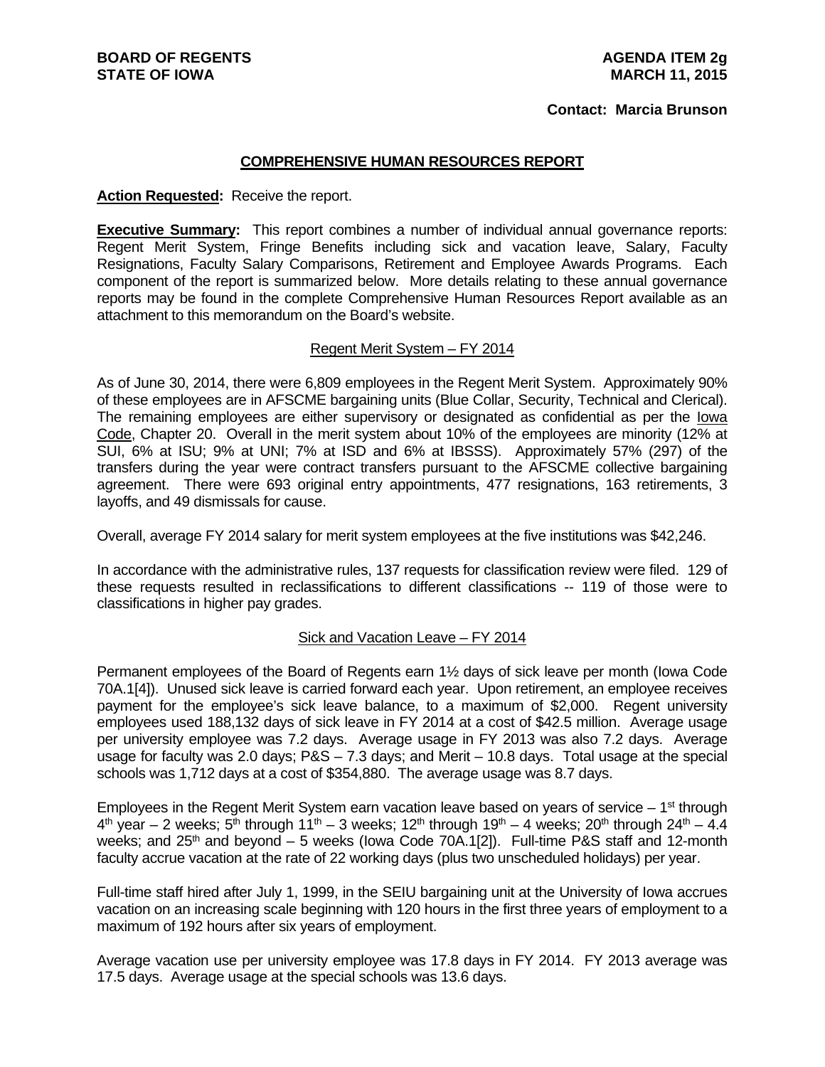**BOARD OF REGENTS**
**STATE OF IOWA**

**AGENDA ITEM 2g**
**MARCH 11, 2015**

**Contact: Marcia Brunson**

## COMPREHENSIVE HUMAN RESOURCES REPORT

**Action Requested:** Receive the report.

**Executive Summary:** This report combines a number of individual annual governance reports: Regent Merit System, Fringe Benefits including sick and vacation leave, Salary, Faculty Resignations, Faculty Salary Comparisons, Retirement and Employee Awards Programs. Each component of the report is summarized below. More details relating to these annual governance reports may be found in the complete Comprehensive Human Resources Report available as an attachment to this memorandum on the Board's website.

### Regent Merit System – FY 2014

As of June 30, 2014, there were 6,809 employees in the Regent Merit System. Approximately 90% of these employees are in AFSCME bargaining units (Blue Collar, Security, Technical and Clerical). The remaining employees are either supervisory or designated as confidential as per the Iowa Code, Chapter 20. Overall in the merit system about 10% of the employees are minority (12% at SUI, 6% at ISU; 9% at UNI; 7% at ISD and 6% at IBSSS). Approximately 57% (297) of the transfers during the year were contract transfers pursuant to the AFSCME collective bargaining agreement. There were 693 original entry appointments, 477 resignations, 163 retirements, 3 layoffs, and 49 dismissals for cause.

Overall, average FY 2014 salary for merit system employees at the five institutions was $42,246.

In accordance with the administrative rules, 137 requests for classification review were filed. 129 of these requests resulted in reclassifications to different classifications -- 119 of those were to classifications in higher pay grades.

### Sick and Vacation Leave – FY 2014

Permanent employees of the Board of Regents earn 1½ days of sick leave per month (Iowa Code 70A.1[4]). Unused sick leave is carried forward each year. Upon retirement, an employee receives payment for the employee's sick leave balance, to a maximum of $2,000. Regent university employees used 188,132 days of sick leave in FY 2014 at a cost of $42.5 million. Average usage per university employee was 7.2 days. Average usage in FY 2013 was also 7.2 days. Average usage for faculty was 2.0 days; P&S – 7.3 days; and Merit – 10.8 days. Total usage at the special schools was 1,712 days at a cost of $354,880. The average usage was 8.7 days.

Employees in the Regent Merit System earn vacation leave based on years of service – 1st through 4th year – 2 weeks; 5th through 11th – 3 weeks; 12th through 19th – 4 weeks; 20th through 24th – 4.4 weeks; and 25th and beyond – 5 weeks (Iowa Code 70A.1[2]). Full-time P&S staff and 12-month faculty accrue vacation at the rate of 22 working days (plus two unscheduled holidays) per year.

Full-time staff hired after July 1, 1999, in the SEIU bargaining unit at the University of Iowa accrues vacation on an increasing scale beginning with 120 hours in the first three years of employment to a maximum of 192 hours after six years of employment.

Average vacation use per university employee was 17.8 days in FY 2014. FY 2013 average was 17.5 days. Average usage at the special schools was 13.6 days.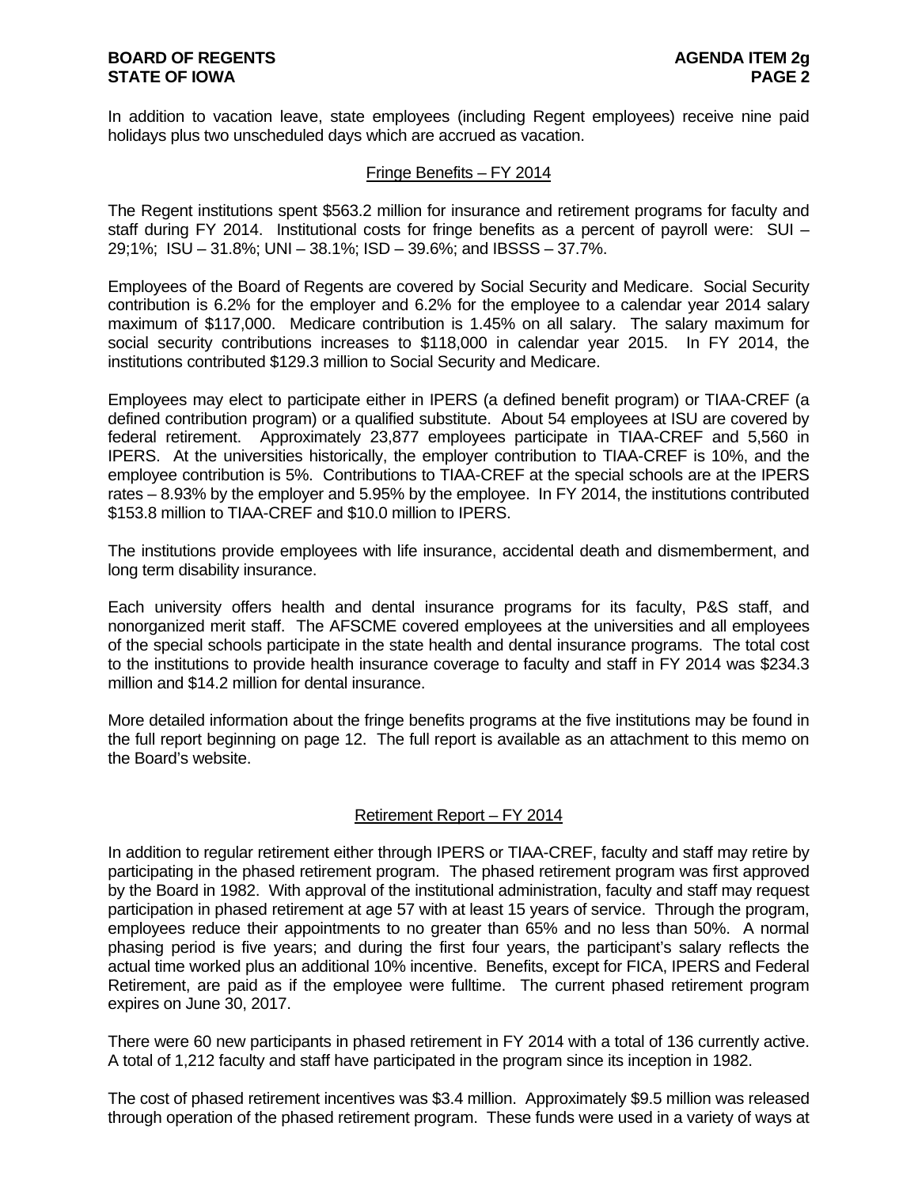In addition to vacation leave, state employees (including Regent employees) receive nine paid holidays plus two unscheduled days which are accrued as vacation.

## Fringe Benefits – FY 2014

The Regent institutions spent $563.2 million for insurance and retirement programs for faculty and staff during FY 2014. Institutional costs for fringe benefits as a percent of payroll were: SUI – 29;1%; ISU – 31.8%; UNI – 38.1%; ISD – 39.6%; and IBSSS – 37.7%.

Employees of the Board of Regents are covered by Social Security and Medicare. Social Security contribution is 6.2% for the employer and 6.2% for the employee to a calendar year 2014 salary maximum of $117,000. Medicare contribution is 1.45% on all salary. The salary maximum for social security contributions increases to $118,000 in calendar year 2015. In FY 2014, the institutions contributed $129.3 million to Social Security and Medicare.

Employees may elect to participate either in IPERS (a defined benefit program) or TIAA-CREF (a defined contribution program) or a qualified substitute. About 54 employees at ISU are covered by federal retirement. Approximately 23,877 employees participate in TIAA-CREF and 5,560 in IPERS. At the universities historically, the employer contribution to TIAA-CREF is 10%, and the employee contribution is 5%. Contributions to TIAA-CREF at the special schools are at the IPERS rates – 8.93% by the employer and 5.95% by the employee. In FY 2014, the institutions contributed $153.8 million to TIAA-CREF and $10.0 million to IPERS.

The institutions provide employees with life insurance, accidental death and dismemberment, and long term disability insurance.

Each university offers health and dental insurance programs for its faculty, P&S staff, and nonorganized merit staff. The AFSCME covered employees at the universities and all employees of the special schools participate in the state health and dental insurance programs. The total cost to the institutions to provide health insurance coverage to faculty and staff in FY 2014 was $234.3 million and $14.2 million for dental insurance.

More detailed information about the fringe benefits programs at the five institutions may be found in the full report beginning on page 12. The full report is available as an attachment to this memo on the Board's website.

## Retirement Report – FY 2014

In addition to regular retirement either through IPERS or TIAA-CREF, faculty and staff may retire by participating in the phased retirement program. The phased retirement program was first approved by the Board in 1982. With approval of the institutional administration, faculty and staff may request participation in phased retirement at age 57 with at least 15 years of service. Through the program, employees reduce their appointments to no greater than 65% and no less than 50%. A normal phasing period is five years; and during the first four years, the participant's salary reflects the actual time worked plus an additional 10% incentive. Benefits, except for FICA, IPERS and Federal Retirement, are paid as if the employee were fulltime. The current phased retirement program expires on June 30, 2017.

There were 60 new participants in phased retirement in FY 2014 with a total of 136 currently active. A total of 1,212 faculty and staff have participated in the program since its inception in 1982.

The cost of phased retirement incentives was $3.4 million. Approximately $9.5 million was released through operation of the phased retirement program. These funds were used in a variety of ways at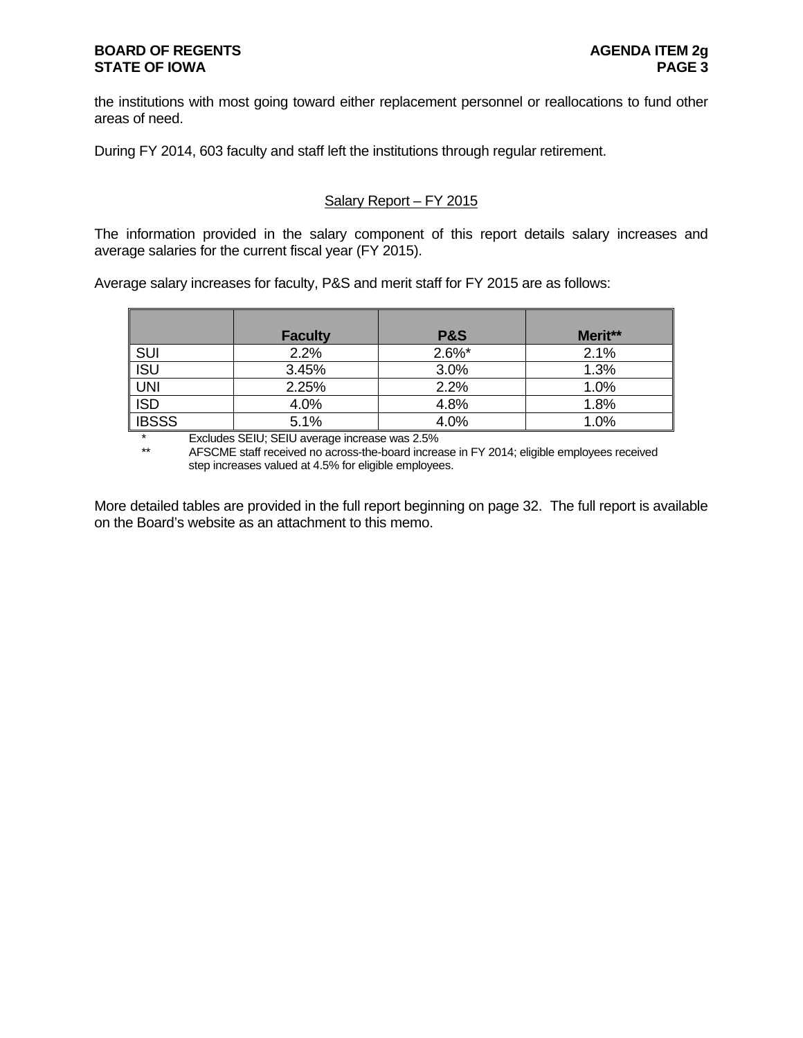the institutions with most going toward either replacement personnel or reallocations to fund other areas of need.

During FY 2014, 603 faculty and staff left the institutions through regular retirement.

## Salary Report – FY 2015

The information provided in the salary component of this report details salary increases and average salaries for the current fiscal year (FY 2015).

Average salary increases for faculty, P&S and merit staff for FY 2015 are as follows:

| | Faculty | P&S | Merit** |
|---|---|---|---|
| SUI | 2.2% | 2.6%* | 2.1% |
| ISU | 3.45% | 3.0% | 1.3% |
| UNI | 2.25% | 2.2% | 1.0% |
| ISD | 4.0% | 4.8% | 1.8% |
| IBSSS | 5.1% | 4.0% | 1.0% |

\* Excludes SEIU; SEIU average increase was 2.5%

\*\* AFSCME staff received no across-the-board increase in FY 2014; eligible employees received step increases valued at 4.5% for eligible employees.

More detailed tables are provided in the full report beginning on page 32. The full report is available on the Board's website as an attachment to this memo.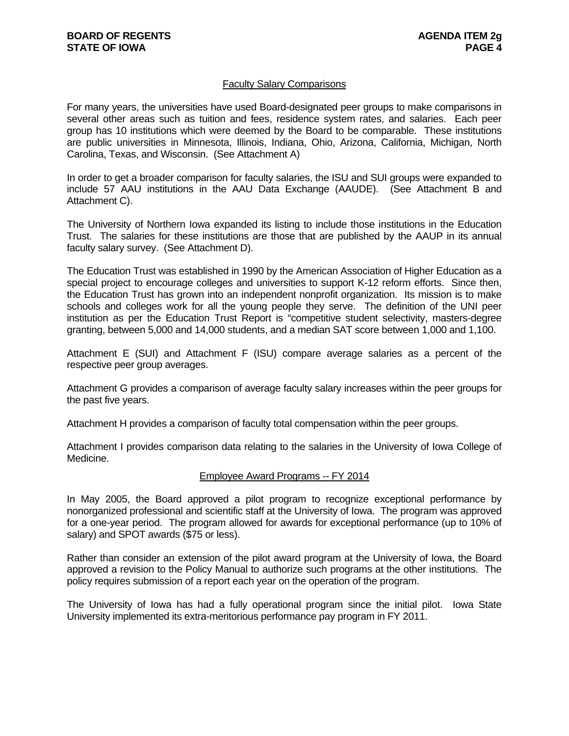## Faculty Salary Comparisons

For many years, the universities have used Board-designated peer groups to make comparisons in several other areas such as tuition and fees, residence system rates, and salaries. Each peer group has 10 institutions which were deemed by the Board to be comparable. These institutions are public universities in Minnesota, Illinois, Indiana, Ohio, Arizona, California, Michigan, North Carolina, Texas, and Wisconsin. (See Attachment A)

In order to get a broader comparison for faculty salaries, the ISU and SUI groups were expanded to include 57 AAU institutions in the AAU Data Exchange (AAUDE). (See Attachment B and Attachment C).

The University of Northern Iowa expanded its listing to include those institutions in the Education Trust. The salaries for these institutions are those that are published by the AAUP in its annual faculty salary survey. (See Attachment D).

The Education Trust was established in 1990 by the American Association of Higher Education as a special project to encourage colleges and universities to support K-12 reform efforts. Since then, the Education Trust has grown into an independent nonprofit organization. Its mission is to make schools and colleges work for all the young people they serve. The definition of the UNI peer institution as per the Education Trust Report is "competitive student selectivity, masters-degree granting, between 5,000 and 14,000 students, and a median SAT score between 1,000 and 1,100.

Attachment E (SUI) and Attachment F (ISU) compare average salaries as a percent of the respective peer group averages.

Attachment G provides a comparison of average faculty salary increases within the peer groups for the past five years.

Attachment H provides a comparison of faculty total compensation within the peer groups.

Attachment I provides comparison data relating to the salaries in the University of Iowa College of Medicine.

## Employee Award Programs -- FY 2014

In May 2005, the Board approved a pilot program to recognize exceptional performance by nonorganized professional and scientific staff at the University of Iowa. The program was approved for a one-year period. The program allowed for awards for exceptional performance (up to 10% of salary) and SPOT awards ($75 or less).

Rather than consider an extension of the pilot award program at the University of Iowa, the Board approved a revision to the Policy Manual to authorize such programs at the other institutions. The policy requires submission of a report each year on the operation of the program.

The University of Iowa has had a fully operational program since the initial pilot. Iowa State University implemented its extra-meritorious performance pay program in FY 2011.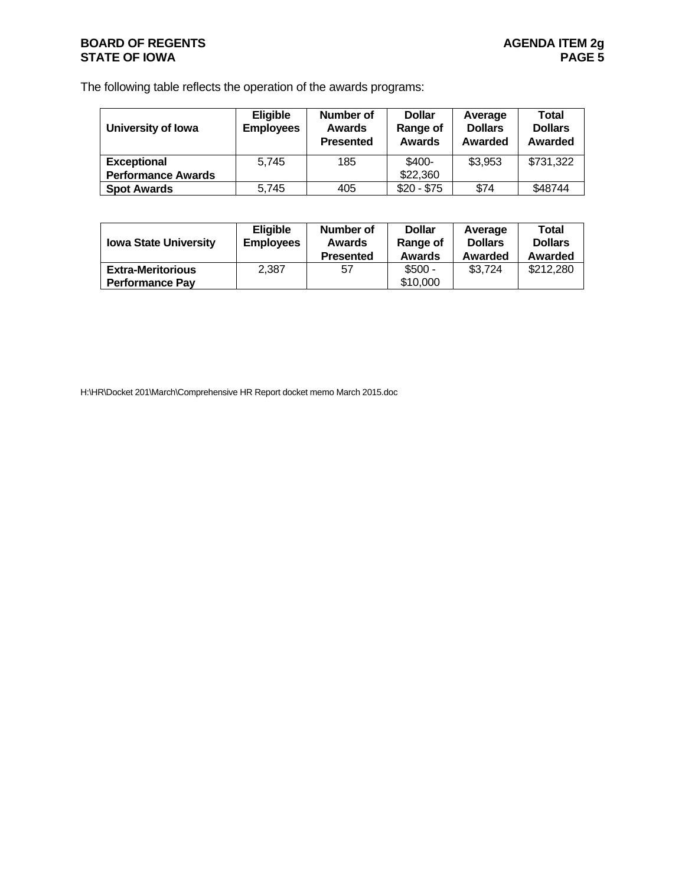The following table reflects the operation of the awards programs:

| University of Iowa | Eligible Employees | Number of Awards Presented | Dollar Range of Awards | Average Dollars Awarded | Total Dollars Awarded |
|---|---|---|---|---|---|
| **Exceptional Performance Awards** | 5,745 | 185 | $400-$22,360 | $3,953 | $731,322 |
| **Spot Awards** | 5,745 | 405 | $20 - $75 | $74 | $48744 |

| Iowa State University | Eligible Employees | Number of Awards Presented | Dollar Range of Awards | Average Dollars Awarded | Total Dollars Awarded |
|---|---|---|---|---|---|
| **Extra-Meritorious Performance Pay** | 2,387 | 57 | $500 - $10,000 | $3,724 | $212,280 |

H:\HR\Docket 201\March\Comprehensive HR Report docket memo March 2015.doc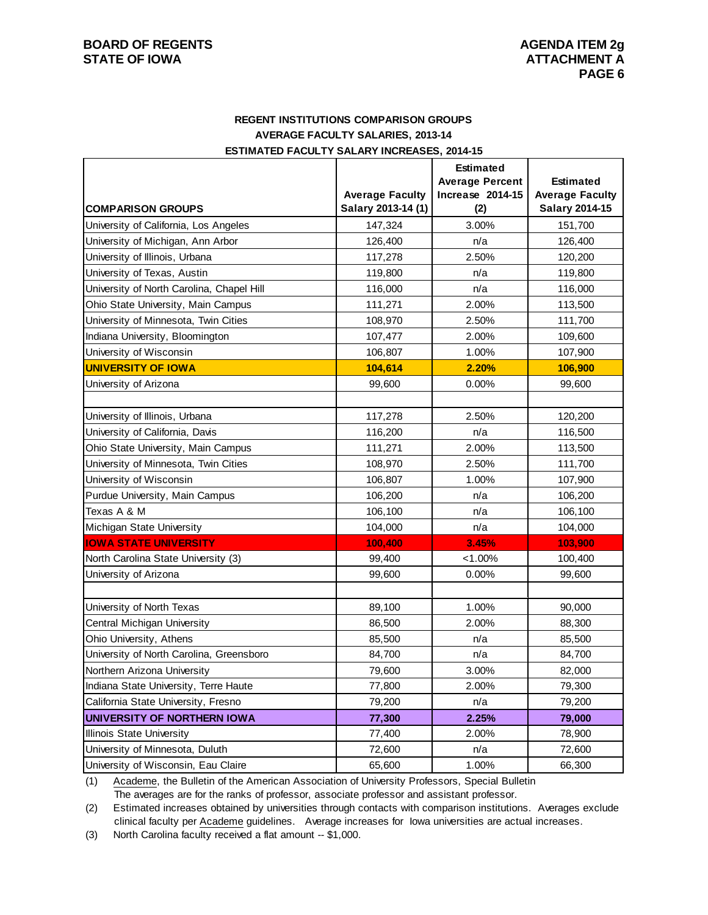## REGENT INSTITUTIONS COMPARISON GROUPS
## AVERAGE FACULTY SALARIES, 2013-14
## ESTIMATED FACULTY SALARY INCREASES, 2014-15

| COMPARISON GROUPS | Average Faculty Salary 2013-14 (1) | Estimated Average Percent Increase 2014-15 (2) | Estimated Average Faculty Salary 2014-15 |
|---|---|---|---|
| University of California, Los Angeles | 147,324 | 3.00% | 151,700 |
| University of Michigan, Ann Arbor | 126,400 | n/a | 126,400 |
| University of Illinois, Urbana | 117,278 | 2.50% | 120,200 |
| University of Texas, Austin | 119,800 | n/a | 119,800 |
| University of North Carolina, Chapel Hill | 116,000 | n/a | 116,000 |
| Ohio State University, Main Campus | 111,271 | 2.00% | 113,500 |
| University of Minnesota, Twin Cities | 108,970 | 2.50% | 111,700 |
| Indiana University, Bloomington | 107,477 | 2.00% | 109,600 |
| University of Wisconsin | 106,807 | 1.00% | 107,900 |
| **UNIVERSITY OF IOWA** | **104,614** | **2.20%** | **106,900** |
| University of Arizona | 99,600 | 0.00% | 99,600 |
| | | | |
| University of Illinois, Urbana | 117,278 | 2.50% | 120,200 |
| University of California, Davis | 116,200 | n/a | 116,500 |
| Ohio State University, Main Campus | 111,271 | 2.00% | 113,500 |
| University of Minnesota, Twin Cities | 108,970 | 2.50% | 111,700 |
| University of Wisconsin | 106,807 | 1.00% | 107,900 |
| Purdue University, Main Campus | 106,200 | n/a | 106,200 |
| Texas A & M | 106,100 | n/a | 106,100 |
| Michigan State University | 104,000 | n/a | 104,000 |
| **IOWA STATE UNIVERSITY** | **100,400** | **3.45%** | **103,900** |
| North Carolina State University (3) | 99,400 | <1.00% | 100,400 |
| University of Arizona | 99,600 | 0.00% | 99,600 |
| | | | |
| University of North Texas | 89,100 | 1.00% | 90,000 |
| Central Michigan University | 86,500 | 2.00% | 88,300 |
| Ohio University, Athens | 85,500 | n/a | 85,500 |
| University of North Carolina, Greensboro | 84,700 | n/a | 84,700 |
| Northern Arizona University | 79,600 | 3.00% | 82,000 |
| Indiana State University, Terre Haute | 77,800 | 2.00% | 79,300 |
| California State University, Fresno | 79,200 | n/a | 79,200 |
| **UNIVERSITY OF NORTHERN IOWA** | **77,300** | **2.25%** | **79,000** |
| Illinois State University | 77,400 | 2.00% | 78,900 |
| University of Minnesota, Duluth | 72,600 | n/a | 72,600 |
| University of Wisconsin, Eau Claire | 65,600 | 1.00% | 66,300 |

(1) Academe, the Bulletin of the American Association of University Professors, Special Bulletin
The averages are for the ranks of professor, associate professor and assistant professor.

(2) Estimated increases obtained by universities through contacts with comparison institutions. Averages exclude clinical faculty per Academe guidelines. Average increases for Iowa universities are actual increases.

(3) North Carolina faculty received a flat amount -- $1,000.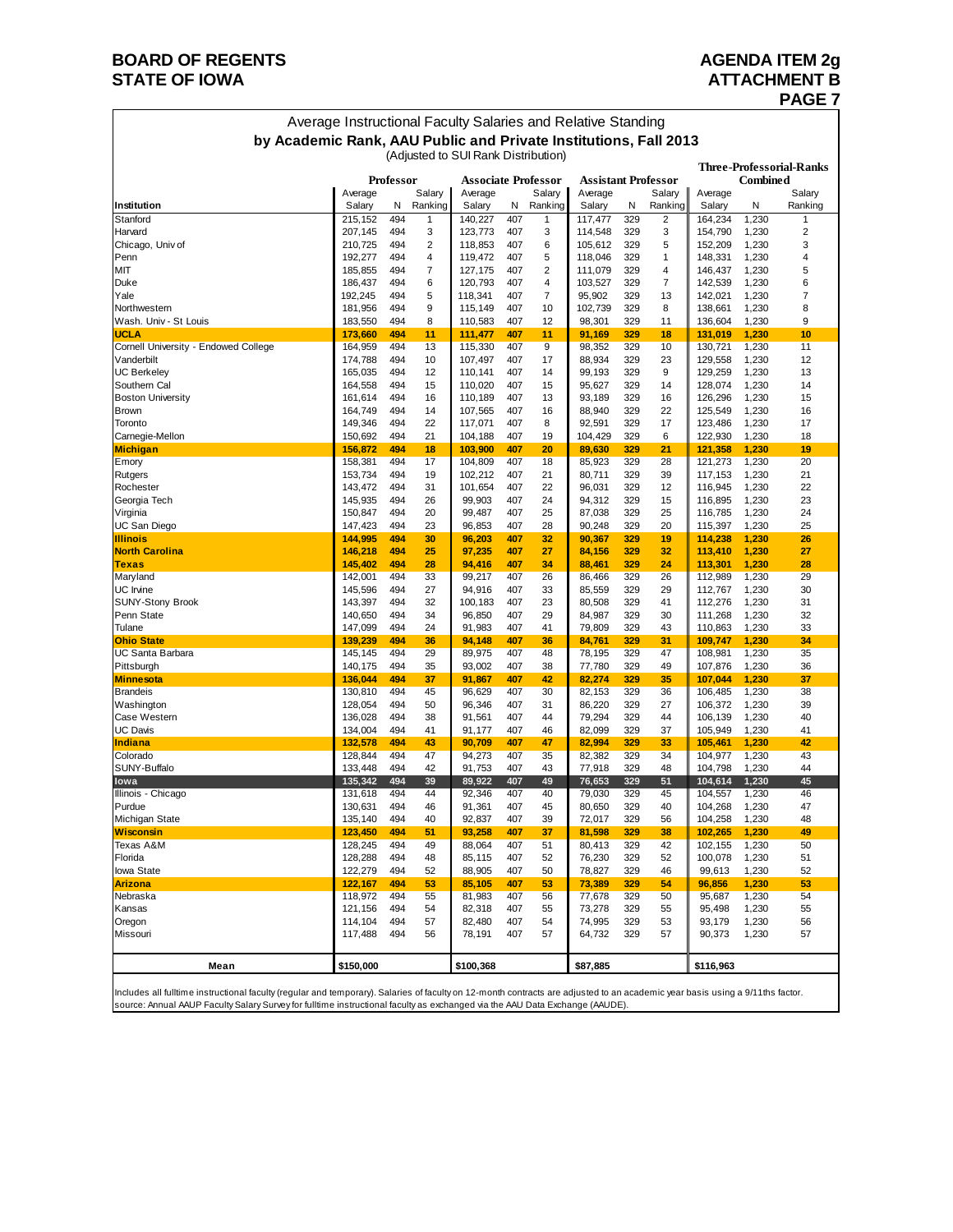# BOARD OF REGENTS
# STATE OF IOWA

**AGENDA ITEM 2g**
**ATTACHMENT B**

## Average Instructional Faculty Salaries and Relative Standing
## by Academic Rank, AAU Public and Private Institutions, Fall 2013
(Adjusted to SUI Rank Distribution)

| Institution | Professor | | | Associate Professor | | | Assistant Professor | | | Three-Professorial-Ranks Combined | | |
|---|---|---|---|---|---|---|---|---|---|---|---|---|
| | Average Salary | N | Salary Ranking | Average Salary | N | Salary Ranking | Average Salary | N | Salary Ranking | Average Salary | N | Salary Ranking |
| Stanford | 215,152 | 494 | 1 | 140,227 | 407 | 1 | 117,477 | 329 | 2 | 164,234 | 1,230 | 1 |
| Harvard | 207,145 | 494 | 3 | 123,773 | 407 | 3 | 114,548 | 329 | 3 | 154,790 | 1,230 | 2 |
| Chicago, Univ of | 210,725 | 494 | 2 | 118,853 | 407 | 6 | 105,612 | 329 | 5 | 152,209 | 1,230 | 3 |
| Penn | 192,277 | 494 | 4 | 119,472 | 407 | 5 | 118,046 | 329 | 1 | 148,331 | 1,230 | 4 |
| MIT | 185,855 | 494 | 7 | 127,175 | 407 | 2 | 111,079 | 329 | 4 | 146,437 | 1,230 | 5 |
| Duke | 186,437 | 494 | 6 | 120,793 | 407 | 4 | 103,527 | 329 | 7 | 142,539 | 1,230 | 6 |
| Yale | 192,245 | 494 | 5 | 118,341 | 407 | 7 | 95,902 | 329 | 13 | 142,021 | 1,230 | 7 |
| Northwestern | 181,956 | 494 | 9 | 115,149 | 407 | 10 | 102,739 | 329 | 8 | 138,661 | 1,230 | 8 |
| Wash. Univ - St Louis | 183,550 | 494 | 8 | 110,583 | 407 | 12 | 98,301 | 329 | 11 | 136,604 | 1,230 | 9 |
| **UCLA** | **173,660** | **494** | **11** | **111,477** | **407** | **11** | **91,169** | **329** | **18** | **131,019** | **1,230** | **10** |
| Cornell University - Endowed College | 164,959 | 494 | 13 | 115,330 | 407 | 9 | 98,352 | 329 | 10 | 130,721 | 1,230 | 11 |
| Vanderbilt | 174,788 | 494 | 10 | 107,497 | 407 | 17 | 88,934 | 329 | 23 | 129,558 | 1,230 | 12 |
| UC Berkeley | 165,035 | 494 | 12 | 110,141 | 407 | 14 | 99,193 | 329 | 9 | 129,259 | 1,230 | 13 |
| Southern Cal | 164,558 | 494 | 15 | 110,020 | 407 | 15 | 95,627 | 329 | 14 | 128,074 | 1,230 | 14 |
| Boston University | 161,614 | 494 | 16 | 110,189 | 407 | 13 | 93,189 | 329 | 16 | 126,296 | 1,230 | 15 |
| Brown | 164,749 | 494 | 14 | 107,565 | 407 | 16 | 88,940 | 329 | 22 | 125,549 | 1,230 | 16 |
| Toronto | 149,346 | 494 | 22 | 117,071 | 407 | 8 | 92,591 | 329 | 17 | 123,486 | 1,230 | 17 |
| Carnegie-Mellon | 150,692 | 494 | 21 | 104,188 | 407 | 19 | 104,429 | 329 | 6 | 122,930 | 1,230 | 18 |
| **Michigan** | **156,872** | **494** | **18** | **103,900** | **407** | **20** | **89,630** | **329** | **21** | **121,358** | **1,230** | **19** |
| Emory | 158,381 | 494 | 17 | 104,809 | 407 | 18 | 85,923 | 329 | 28 | 121,273 | 1,230 | 20 |
| Rutgers | 153,734 | 494 | 19 | 102,212 | 407 | 21 | 80,711 | 329 | 39 | 117,153 | 1,230 | 21 |
| Rochester | 143,472 | 494 | 31 | 101,654 | 407 | 22 | 96,031 | 329 | 12 | 116,945 | 1,230 | 22 |
| Georgia Tech | 145,935 | 494 | 26 | 99,903 | 407 | 24 | 94,312 | 329 | 15 | 116,895 | 1,230 | 23 |
| Virginia | 150,847 | 494 | 20 | 99,487 | 407 | 25 | 87,038 | 329 | 25 | 116,785 | 1,230 | 24 |
| UC San Diego | 147,423 | 494 | 23 | 96,853 | 407 | 28 | 90,248 | 329 | 20 | 115,397 | 1,230 | 25 |
| **Illinois** | **144,995** | **494** | **30** | **96,203** | **407** | **32** | **90,367** | **329** | **19** | **114,238** | **1,230** | **26** |
| **North Carolina** | **146,218** | **494** | **25** | **97,235** | **407** | **27** | **84,156** | **329** | **32** | **113,410** | **1,230** | **27** |
| **Texas** | **145,402** | **494** | **28** | **94,416** | **407** | **34** | **88,461** | **329** | **24** | **113,301** | **1,230** | **28** |
| Maryland | 142,001 | 494 | 33 | 99,217 | 407 | 26 | 86,466 | 329 | 26 | 112,989 | 1,230 | 29 |
| UC Irvine | 145,596 | 494 | 27 | 94,916 | 407 | 33 | 85,559 | 329 | 29 | 112,767 | 1,230 | 30 |
| SUNY-Stony Brook | 143,397 | 494 | 32 | 100,183 | 407 | 23 | 80,508 | 329 | 41 | 112,276 | 1,230 | 31 |
| Penn State | 140,650 | 494 | 34 | 96,850 | 407 | 29 | 84,987 | 329 | 30 | 111,268 | 1,230 | 32 |
| Tulane | 147,099 | 494 | 24 | 91,983 | 407 | 41 | 79,809 | 329 | 43 | 110,863 | 1,230 | 33 |
| **Ohio State** | **139,239** | **494** | **36** | **94,148** | **407** | **36** | **84,761** | **329** | **31** | **109,747** | **1,230** | **34** |
| UC Santa Barbara | 145,145 | 494 | 29 | 89,975 | 407 | 48 | 78,195 | 329 | 47 | 108,981 | 1,230 | 35 |
| Pittsburgh | 140,175 | 494 | 35 | 93,002 | 407 | 38 | 77,780 | 329 | 49 | 107,876 | 1,230 | 36 |
| **Minnesota** | **136,044** | **494** | **37** | **91,867** | **407** | **42** | **82,274** | **329** | **35** | **107,044** | **1,230** | **37** |
| Brandeis | 130,810 | 494 | 45 | 96,629 | 407 | 30 | 82,153 | 329 | 36 | 106,485 | 1,230 | 38 |
| Washington | 128,054 | 494 | 50 | 96,346 | 407 | 31 | 86,220 | 329 | 27 | 106,372 | 1,230 | 39 |
| Case Western | 136,028 | 494 | 38 | 91,561 | 407 | 44 | 79,294 | 329 | 44 | 106,139 | 1,230 | 40 |
| UC Davis | 134,004 | 494 | 41 | 91,177 | 407 | 46 | 82,099 | 329 | 37 | 105,949 | 1,230 | 41 |
| **Indiana** | **132,578** | **494** | **43** | **90,709** | **407** | **47** | **82,994** | **329** | **33** | **105,461** | **1,230** | **42** |
| Colorado | 128,844 | 494 | 47 | 94,273 | 407 | 35 | 82,382 | 329 | 34 | 104,977 | 1,230 | 43 |
| SUNY-Buffalo | 133,448 | 494 | 42 | 91,753 | 407 | 43 | 77,918 | 329 | 48 | 104,798 | 1,230 | 44 |
| **Iowa** | **135,342** | **494** | **39** | **89,922** | **407** | **49** | **76,653** | **329** | **51** | **104,614** | **1,230** | **45** |
| Illinois - Chicago | 131,618 | 494 | 44 | 92,346 | 407 | 40 | 79,030 | 329 | 45 | 104,557 | 1,230 | 46 |
| Purdue | 130,631 | 494 | 46 | 91,361 | 407 | 45 | 80,650 | 329 | 40 | 104,268 | 1,230 | 47 |
| Michigan State | 135,140 | 494 | 40 | 92,837 | 407 | 39 | 72,017 | 329 | 56 | 104,258 | 1,230 | 48 |
| **Wisconsin** | **123,450** | **494** | **51** | **93,258** | **407** | **37** | **81,598** | **329** | **38** | **102,265** | **1,230** | **49** |
| Texas A&M | 128,245 | 494 | 49 | 88,064 | 407 | 51 | 80,413 | 329 | 42 | 102,155 | 1,230 | 50 |
| Florida | 128,288 | 494 | 48 | 85,115 | 407 | 52 | 76,230 | 329 | 52 | 100,078 | 1,230 | 51 |
| Iowa State | 122,279 | 494 | 52 | 88,905 | 407 | 50 | 78,827 | 329 | 46 | 99,613 | 1,230 | 52 |
| **Arizona** | **122,167** | **494** | **53** | **85,105** | **407** | **53** | **73,389** | **329** | **54** | **96,856** | **1,230** | **53** |
| Nebraska | 118,972 | 494 | 55 | 81,983 | 407 | 56 | 77,678 | 329 | 50 | 95,687 | 1,230 | 54 |
| Kansas | 121,156 | 494 | 54 | 82,318 | 407 | 55 | 73,278 | 329 | 55 | 95,498 | 1,230 | 55 |
| Oregon | 114,104 | 494 | 57 | 82,480 | 407 | 54 | 74,995 | 329 | 53 | 93,179 | 1,230 | 56 |
| Missouri | 117,488 | 494 | 56 | 78,191 | 407 | 57 | 64,732 | 329 | 57 | 90,373 | 1,230 | 57 |
| **Mean** | $150,000 | | | $100,368 | | | $87,885 | | | $116,963 | | |

Includes all fulltime instructional faculty (regular and temporary). Salaries of faculty on 12-month contracts are adjusted to an academic year basis using a 9/11ths factor.
source: Annual AAUP Faculty Salary Survey for fulltime instructional faculty as exchanged via the AAU Data Exchange (AAUDE).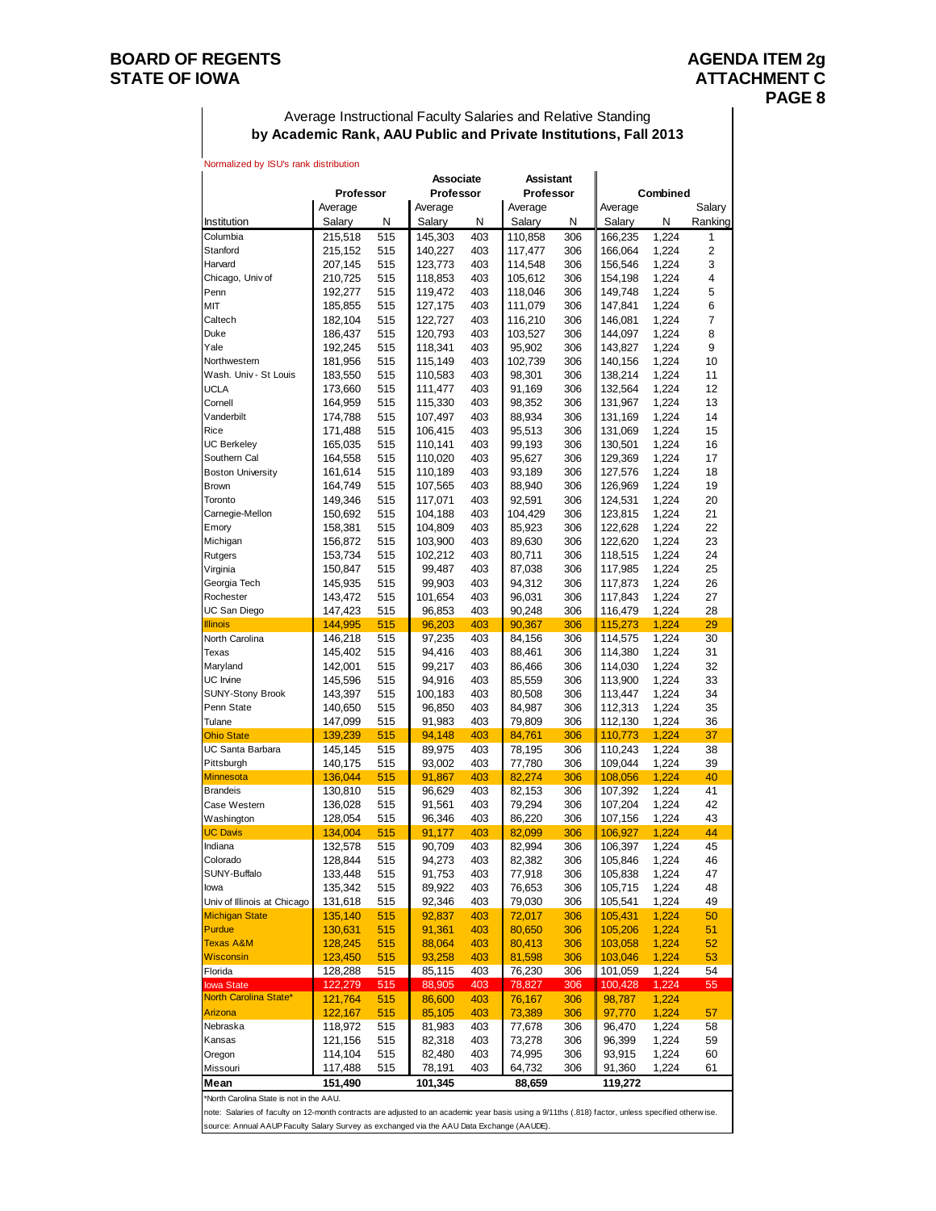BOARD OF REGENTS
STATE OF IOWA

AGENDA ITEM 2g
ATTACHMENT C

## Average Instructional Faculty Salaries and Relative Standing
## by Academic Rank, AAU Public and Private Institutions, Fall 2013

Normalized by ISU's rank distribution

| | Professor | | Associate Professor | | Assistant Professor | | Combined | | |
|---|---|---|---|---|---|---|---|---|---|
| Institution | Average Salary | N | Average Salary | N | Average Salary | N | Average Salary | N | Salary Ranking |
| Columbia | 215,518 | 515 | 145,303 | 403 | 110,858 | 306 | 166,235 | 1,224 | 1 |
| Stanford | 215,152 | 515 | 140,227 | 403 | 117,477 | 306 | 166,064 | 1,224 | 2 |
| Harvard | 207,145 | 515 | 123,773 | 403 | 114,548 | 306 | 156,546 | 1,224 | 3 |
| Chicago, Univ of | 210,725 | 515 | 118,853 | 403 | 105,612 | 306 | 154,198 | 1,224 | 4 |
| Penn | 192,277 | 515 | 119,472 | 403 | 118,046 | 306 | 149,748 | 1,224 | 5 |
| MIT | 185,855 | 515 | 127,175 | 403 | 111,079 | 306 | 147,841 | 1,224 | 6 |
| Caltech | 182,104 | 515 | 122,727 | 403 | 116,210 | 306 | 146,081 | 1,224 | 7 |
| Duke | 186,437 | 515 | 120,793 | 403 | 103,527 | 306 | 144,097 | 1,224 | 8 |
| Yale | 192,245 | 515 | 118,341 | 403 | 95,902 | 306 | 143,827 | 1,224 | 9 |
| Northwestern | 181,956 | 515 | 115,149 | 403 | 102,739 | 306 | 140,156 | 1,224 | 10 |
| Wash. Univ - St Louis | 183,550 | 515 | 110,583 | 403 | 98,301 | 306 | 138,214 | 1,224 | 11 |
| UCLA | 173,660 | 515 | 111,477 | 403 | 91,169 | 306 | 132,564 | 1,224 | 12 |
| Cornell | 164,959 | 515 | 115,330 | 403 | 98,352 | 306 | 131,967 | 1,224 | 13 |
| Vanderbilt | 174,788 | 515 | 107,497 | 403 | 88,934 | 306 | 131,169 | 1,224 | 14 |
| Rice | 171,488 | 515 | 106,415 | 403 | 95,513 | 306 | 131,069 | 1,224 | 15 |
| UC Berkeley | 165,035 | 515 | 110,141 | 403 | 99,193 | 306 | 130,501 | 1,224 | 16 |
| Southern Cal | 164,558 | 515 | 110,020 | 403 | 95,627 | 306 | 129,369 | 1,224 | 17 |
| Boston University | 161,614 | 515 | 110,189 | 403 | 93,189 | 306 | 127,576 | 1,224 | 18 |
| Brown | 164,749 | 515 | 107,565 | 403 | 88,940 | 306 | 126,969 | 1,224 | 19 |
| Toronto | 149,346 | 515 | 117,071 | 403 | 92,591 | 306 | 124,531 | 1,224 | 20 |
| Carnegie-Mellon | 150,692 | 515 | 104,188 | 403 | 104,429 | 306 | 123,815 | 1,224 | 21 |
| Emory | 158,381 | 515 | 104,809 | 403 | 85,923 | 306 | 122,628 | 1,224 | 22 |
| Michigan | 156,872 | 515 | 103,900 | 403 | 89,630 | 306 | 122,620 | 1,224 | 23 |
| Rutgers | 153,734 | 515 | 102,212 | 403 | 80,711 | 306 | 118,515 | 1,224 | 24 |
| Virginia | 150,847 | 515 | 99,487 | 403 | 87,038 | 306 | 117,985 | 1,224 | 25 |
| Georgia Tech | 145,935 | 515 | 99,903 | 403 | 94,312 | 306 | 117,873 | 1,224 | 26 |
| Rochester | 143,472 | 515 | 101,654 | 403 | 96,031 | 306 | 117,843 | 1,224 | 27 |
| UC San Diego | 147,423 | 515 | 96,853 | 403 | 90,248 | 306 | 116,479 | 1,224 | 28 |
| Illinois | 144,995 | 515 | 96,203 | 403 | 90,367 | 306 | 115,273 | 1,224 | 29 |
| North Carolina | 146,218 | 515 | 97,235 | 403 | 84,156 | 306 | 114,575 | 1,224 | 30 |
| Texas | 145,402 | 515 | 94,416 | 403 | 88,461 | 306 | 114,380 | 1,224 | 31 |
| Maryland | 142,001 | 515 | 99,217 | 403 | 86,466 | 306 | 114,030 | 1,224 | 32 |
| UC Irvine | 145,596 | 515 | 94,916 | 403 | 85,559 | 306 | 113,900 | 1,224 | 33 |
| SUNY-Stony Brook | 143,397 | 515 | 100,183 | 403 | 80,508 | 306 | 113,447 | 1,224 | 34 |
| Penn State | 140,650 | 515 | 96,850 | 403 | 84,987 | 306 | 112,313 | 1,224 | 35 |
| Tulane | 147,099 | 515 | 91,983 | 403 | 79,809 | 306 | 112,130 | 1,224 | 36 |
| Ohio State | 139,239 | 515 | 94,148 | 403 | 84,761 | 306 | 110,773 | 1,224 | 37 |
| UC Santa Barbara | 145,145 | 515 | 89,975 | 403 | 78,195 | 306 | 110,243 | 1,224 | 38 |
| Pittsburgh | 140,175 | 515 | 93,002 | 403 | 77,780 | 306 | 109,044 | 1,224 | 39 |
| Minnesota | 136,044 | 515 | 91,867 | 403 | 82,274 | 306 | 108,056 | 1,224 | 40 |
| Brandeis | 130,810 | 515 | 96,629 | 403 | 82,153 | 306 | 107,392 | 1,224 | 41 |
| Case Western | 136,028 | 515 | 91,561 | 403 | 79,294 | 306 | 107,204 | 1,224 | 42 |
| Washington | 128,054 | 515 | 96,346 | 403 | 86,220 | 306 | 107,156 | 1,224 | 43 |
| UC Davis | 134,004 | 515 | 91,177 | 403 | 82,099 | 306 | 106,927 | 1,224 | 44 |
| Indiana | 132,578 | 515 | 90,709 | 403 | 82,994 | 306 | 106,397 | 1,224 | 45 |
| Colorado | 128,844 | 515 | 94,273 | 403 | 82,382 | 306 | 105,846 | 1,224 | 46 |
| SUNY-Buffalo | 133,448 | 515 | 91,753 | 403 | 77,918 | 306 | 105,838 | 1,224 | 47 |
| Iowa | 135,342 | 515 | 89,922 | 403 | 76,653 | 306 | 105,715 | 1,224 | 48 |
| Univ of Illinois at Chicago | 131,618 | 515 | 92,346 | 403 | 79,030 | 306 | 105,541 | 1,224 | 49 |
| Michigan State | 135,140 | 515 | 92,837 | 403 | 72,017 | 306 | 105,431 | 1,224 | 50 |
| Purdue | 130,631 | 515 | 91,361 | 403 | 80,650 | 306 | 105,206 | 1,224 | 51 |
| Texas A&M | 128,245 | 515 | 88,064 | 403 | 80,413 | 306 | 103,058 | 1,224 | 52 |
| Wisconsin | 123,450 | 515 | 93,258 | 403 | 81,598 | 306 | 103,046 | 1,224 | 53 |
| Florida | 128,288 | 515 | 85,115 | 403 | 76,230 | 306 | 101,059 | 1,224 | 54 |
| Iowa State | 122,279 | 515 | 88,905 | 403 | 78,827 | 306 | 100,428 | 1,224 | 55 |
| North Carolina State* | 121,764 | 515 | 86,600 | 403 | 76,167 | 306 | 98,787 | 1,224 | |
| Arizona | 122,167 | 515 | 85,105 | 403 | 73,389 | 306 | 97,770 | 1,224 | 57 |
| Nebraska | 118,972 | 515 | 81,983 | 403 | 77,678 | 306 | 96,470 | 1,224 | 58 |
| Kansas | 121,156 | 515 | 82,318 | 403 | 73,278 | 306 | 96,399 | 1,224 | 59 |
| Oregon | 114,104 | 515 | 82,480 | 403 | 74,995 | 306 | 93,915 | 1,224 | 60 |
| Missouri | 117,488 | 515 | 78,191 | 403 | 64,732 | 306 | 91,360 | 1,224 | 61 |
| **Mean** | **151,490** | | **101,345** | | **88,659** | | **119,272** | | |

*North Carolina State is not in the AAU.

note: Salaries of faculty on 12-month contracts are adjusted to an academic year basis using a 9/11ths (.818) factor, unless specified otherwise.

source: Annual AAUP Faculty Salary Survey as exchanged via the AAU Data Exchange (AAUDE).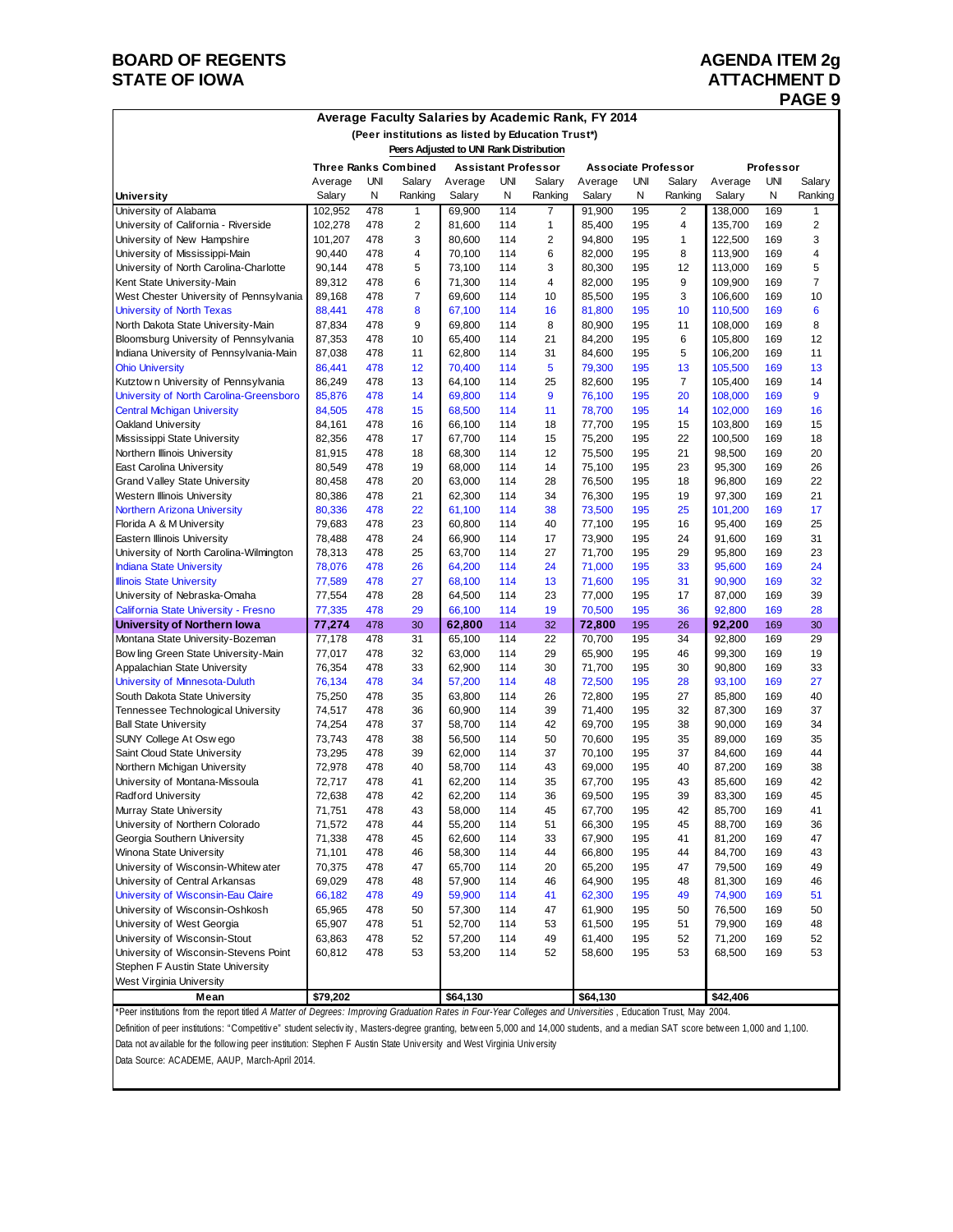BOARD OF REGENTS
STATE OF IOWA

AGENDA ITEM 2g
ATTACHMENT D
PAGE 9

## Average Faculty Salaries by Academic Rank, FY 2014

### (Peer institutions as listed by Education Trust*)

**Peers Adjusted to UNI Rank Distribution**

| | Three Ranks Combined | | | Assistant Professor | | | Associate Professor | | | Professor | | |
|---|---|---|---|---|---|---|---|---|---|---|---|---|
| University | Average Salary | UNI N | Salary Ranking | Average Salary | UNI N | Salary Ranking | Average Salary | UNI N | Salary Ranking | Average Salary | UNI N | Salary Ranking |
| University of Alabama | 102,952 | 478 | 1 | 69,900 | 114 | 7 | 91,900 | 195 | 2 | 138,000 | 169 | 1 |
| University of California - Riverside | 102,278 | 478 | 2 | 81,600 | 114 | 1 | 85,400 | 195 | 4 | 135,700 | 169 | 2 |
| University of New Hampshire | 101,207 | 478 | 3 | 80,600 | 114 | 2 | 94,800 | 195 | 1 | 122,500 | 169 | 3 |
| University of Mississippi-Main | 90,440 | 478 | 4 | 70,100 | 114 | 6 | 82,000 | 195 | 8 | 113,900 | 169 | 4 |
| University of North Carolina-Charlotte | 90,144 | 478 | 5 | 73,100 | 114 | 3 | 80,300 | 195 | 12 | 113,000 | 169 | 5 |
| Kent State University-Main | 89,312 | 478 | 6 | 71,300 | 114 | 4 | 82,000 | 195 | 9 | 109,900 | 169 | 7 |
| West Chester University of Pennsylvania | 89,168 | 478 | 7 | 69,600 | 114 | 10 | 85,500 | 195 | 3 | 106,600 | 169 | 10 |
| University of North Texas | 88,441 | 478 | 8 | 67,100 | 114 | 16 | 81,800 | 195 | 10 | 110,500 | 169 | 6 |
| North Dakota State University-Main | 87,834 | 478 | 9 | 69,800 | 114 | 8 | 80,900 | 195 | 11 | 108,000 | 169 | 8 |
| Bloomsburg University of Pennsylvania | 87,353 | 478 | 10 | 65,400 | 114 | 21 | 84,200 | 195 | 6 | 105,800 | 169 | 12 |
| Indiana University of Pennsylvania-Main | 87,038 | 478 | 11 | 62,800 | 114 | 31 | 84,600 | 195 | 5 | 106,200 | 169 | 11 |
| Ohio University | 86,441 | 478 | 12 | 70,400 | 114 | 5 | 79,300 | 195 | 13 | 105,500 | 169 | 13 |
| Kutztown University of Pennsylvania | 86,249 | 478 | 13 | 64,100 | 114 | 25 | 82,600 | 195 | 7 | 105,400 | 169 | 14 |
| University of North Carolina-Greensboro | 85,876 | 478 | 14 | 69,800 | 114 | 9 | 76,100 | 195 | 20 | 108,000 | 169 | 9 |
| Central Michigan University | 84,505 | 478 | 15 | 68,500 | 114 | 11 | 78,700 | 195 | 14 | 102,000 | 169 | 16 |
| Oakland University | 84,161 | 478 | 16 | 66,100 | 114 | 18 | 77,700 | 195 | 15 | 103,800 | 169 | 15 |
| Mississippi State University | 82,356 | 478 | 17 | 67,700 | 114 | 15 | 75,200 | 195 | 22 | 100,500 | 169 | 18 |
| Northern Illinois University | 81,915 | 478 | 18 | 68,300 | 114 | 12 | 75,500 | 195 | 21 | 98,500 | 169 | 20 |
| East Carolina University | 80,549 | 478 | 19 | 68,000 | 114 | 14 | 75,100 | 195 | 23 | 95,300 | 169 | 26 |
| Grand Valley State University | 80,458 | 478 | 20 | 63,000 | 114 | 28 | 76,500 | 195 | 18 | 96,800 | 169 | 22 |
| Western Illinois University | 80,386 | 478 | 21 | 62,300 | 114 | 34 | 76,300 | 195 | 19 | 97,300 | 169 | 21 |
| Northern Arizona University | 80,336 | 478 | 22 | 61,100 | 114 | 38 | 73,500 | 195 | 25 | 101,200 | 169 | 17 |
| Florida A & M University | 79,683 | 478 | 23 | 60,800 | 114 | 40 | 77,100 | 195 | 16 | 95,400 | 169 | 25 |
| Eastern Illinois University | 78,488 | 478 | 24 | 66,900 | 114 | 17 | 73,900 | 195 | 24 | 91,600 | 169 | 31 |
| University of North Carolina-Wilmington | 78,313 | 478 | 25 | 63,700 | 114 | 27 | 71,700 | 195 | 29 | 95,800 | 169 | 23 |
| Indiana State University | 78,076 | 478 | 26 | 64,200 | 114 | 24 | 71,000 | 195 | 33 | 95,600 | 169 | 24 |
| Illinois State University | 77,589 | 478 | 27 | 68,100 | 114 | 13 | 71,600 | 195 | 31 | 90,900 | 169 | 32 |
| University of Nebraska-Omaha | 77,554 | 478 | 28 | 64,500 | 114 | 23 | 77,000 | 195 | 17 | 87,000 | 169 | 39 |
| California State University - Fresno | 77,335 | 478 | 29 | 66,100 | 114 | 19 | 70,500 | 195 | 36 | 92,800 | 169 | 28 |
| **University of Northern Iowa** | **77,274** | 478 | 30 | **62,800** | 114 | 32 | **72,800** | 195 | 26 | **92,200** | 169 | 30 |
| Montana State University-Bozeman | 77,178 | 478 | 31 | 65,100 | 114 | 22 | 70,700 | 195 | 34 | 92,800 | 169 | 29 |
| Bowling Green State University-Main | 77,017 | 478 | 32 | 63,000 | 114 | 29 | 65,900 | 195 | 46 | 99,300 | 169 | 19 |
| Appalachian State University | 76,354 | 478 | 33 | 62,900 | 114 | 30 | 71,700 | 195 | 30 | 90,800 | 169 | 33 |
| University of Minnesota-Duluth | 76,134 | 478 | 34 | 57,200 | 114 | 48 | 72,500 | 195 | 28 | 93,100 | 169 | 27 |
| South Dakota State University | 75,250 | 478 | 35 | 63,800 | 114 | 26 | 72,800 | 195 | 27 | 85,800 | 169 | 40 |
| Tennessee Technological University | 74,517 | 478 | 36 | 60,900 | 114 | 39 | 71,400 | 195 | 32 | 87,300 | 169 | 37 |
| Ball State University | 74,254 | 478 | 37 | 58,700 | 114 | 42 | 69,700 | 195 | 38 | 90,000 | 169 | 34 |
| SUNY College At Oswego | 73,743 | 478 | 38 | 56,500 | 114 | 50 | 70,600 | 195 | 35 | 89,000 | 169 | 35 |
| Saint Cloud State University | 73,295 | 478 | 39 | 62,000 | 114 | 37 | 70,100 | 195 | 37 | 84,600 | 169 | 44 |
| Northern Michigan University | 72,978 | 478 | 40 | 58,700 | 114 | 43 | 69,000 | 195 | 40 | 87,200 | 169 | 38 |
| University of Montana-Missoula | 72,717 | 478 | 41 | 62,200 | 114 | 35 | 67,700 | 195 | 43 | 85,600 | 169 | 42 |
| Radford University | 72,638 | 478 | 42 | 62,200 | 114 | 36 | 69,500 | 195 | 39 | 83,300 | 169 | 45 |
| Murray State University | 71,751 | 478 | 43 | 58,000 | 114 | 45 | 67,700 | 195 | 42 | 85,700 | 169 | 41 |
| University of Northern Colorado | 71,572 | 478 | 44 | 55,200 | 114 | 51 | 66,300 | 195 | 45 | 88,700 | 169 | 36 |
| Georgia Southern University | 71,338 | 478 | 45 | 62,600 | 114 | 33 | 67,900 | 195 | 41 | 81,200 | 169 | 47 |
| Winona State University | 71,101 | 478 | 46 | 58,300 | 114 | 44 | 66,800 | 195 | 44 | 84,700 | 169 | 43 |
| University of Wisconsin-Whitewater | 70,375 | 478 | 47 | 65,700 | 114 | 20 | 65,200 | 195 | 47 | 79,500 | 169 | 49 |
| University of Central Arkansas | 69,029 | 478 | 48 | 57,900 | 114 | 46 | 64,900 | 195 | 48 | 81,300 | 169 | 46 |
| University of Wisconsin-Eau Claire | 66,182 | 478 | 49 | 59,900 | 114 | 41 | 62,300 | 195 | 49 | 74,900 | 169 | 51 |
| University of Wisconsin-Oshkosh | 65,965 | 478 | 50 | 57,300 | 114 | 47 | 61,900 | 195 | 50 | 76,500 | 169 | 50 |
| University of West Georgia | 65,907 | 478 | 51 | 52,700 | 114 | 53 | 61,500 | 195 | 51 | 79,900 | 169 | 48 |
| University of Wisconsin-Stout | 63,863 | 478 | 52 | 57,200 | 114 | 49 | 61,400 | 195 | 52 | 71,200 | 169 | 52 |
| University of Wisconsin-Stevens Point | 60,812 | 478 | 53 | 53,200 | 114 | 52 | 58,600 | 195 | 53 | 68,500 | 169 | 53 |
| Stephen F Austin State University | | | | | | | | | | | | |
| West Virginia University | | | | | | | | | | | | |
| **Mean** | **$79,202** | | | **$64,130** | | | **$64,130** | | | **$42,406** | | |

*Peer institutions from the report titled *A Matter of Degrees: Improving Graduation Rates in Four-Year Colleges and Universities*, Education Trust, May 2004.

Definition of peer institutions: "Competitive" student selectivity, Masters-degree granting, between 5,000 and 14,000 students, and a median SAT score between 1,000 and 1,100.

Data not available for the following peer institution: Stephen F Austin State University and West Virginia University

Data Source: ACADEME, AAUP, March-April 2014.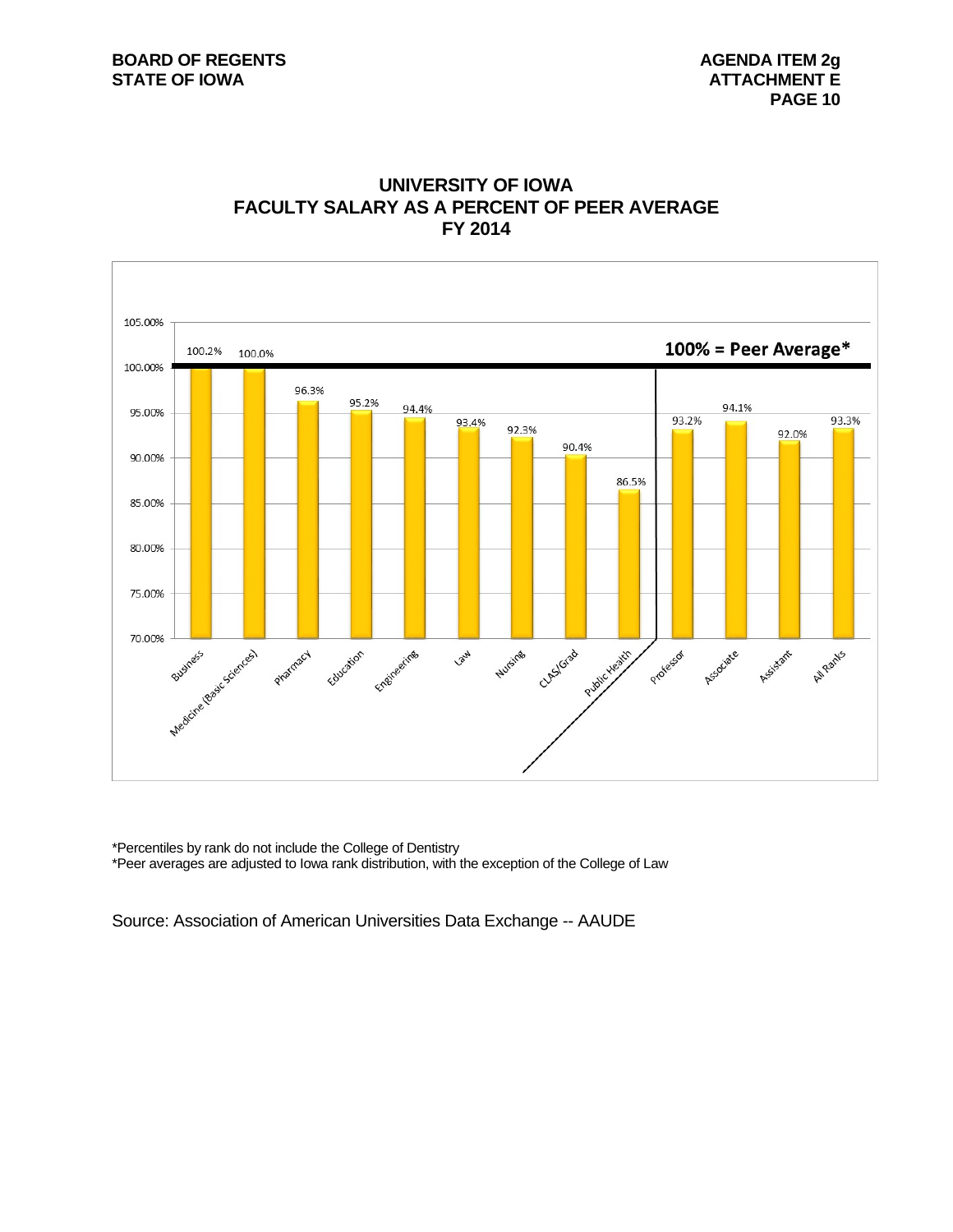## UNIVERSITY OF IOWA
## FACULTY SALARY AS A PERCENT OF PEER AVERAGE
## FY 2014

100% = Peer Average*

| Category | Percent of Peer Average |
|---|---|
| Business | 100.2% |
| Medicine (Basic Sciences) | 100.0% |
| Pharmacy | 96.3% |
| Education | 95.2% |
| Engineering | 94.4% |
| Law | 93.4% |
| Nursing | 92.3% |
| CLAS/Grad | 90.4% |
| Public Health | 86.5% |
| Professor | 93.2% |
| Associate | 94.1% |
| Assistant | 92.0% |
| All Ranks | 93.3% |

*Percentiles by rank do not include the College of Dentistry
*Peer averages are adjusted to Iowa rank distribution, with the exception of the College of Law

Source: Association of American Universities Data Exchange -- AAUDE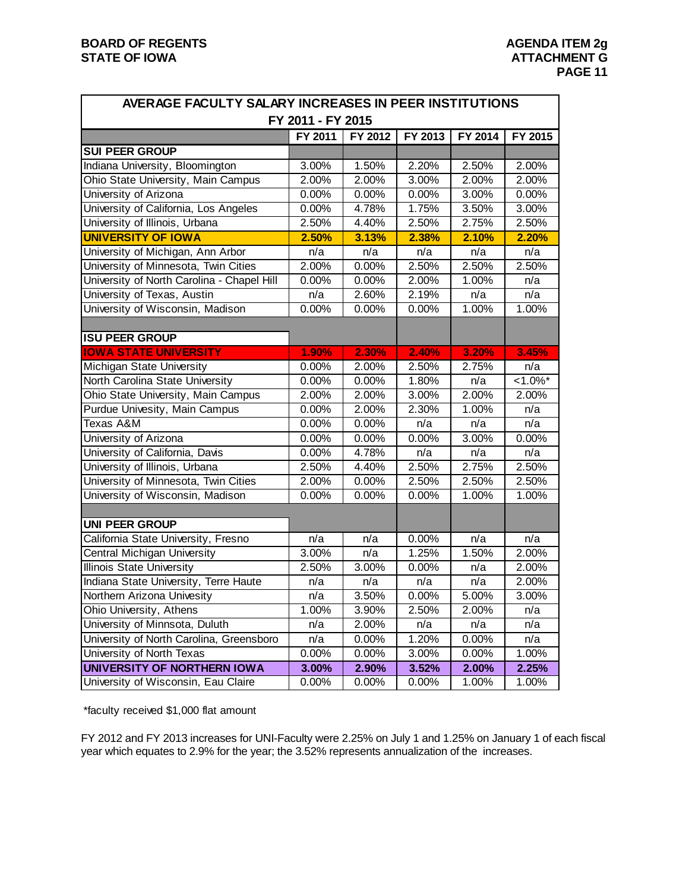**BOARD OF REGENTS**
**STATE OF IOWA**

**AGENDA ITEM 2g**
**ATTACHMENT G**

| AVERAGE FACULTY SALARY INCREASES IN PEER INSTITUTIONS FY 2011 - FY 2015 | | | | | |
|---|---|---|---|---|---|
| | FY 2011 | FY 2012 | FY 2013 | FY 2014 | FY 2015 |
| **SUI PEER GROUP** | | | | | |
| Indiana University, Bloomington | 3.00% | 1.50% | 2.20% | 2.50% | 2.00% |
| Ohio State University, Main Campus | 2.00% | 2.00% | 3.00% | 2.00% | 2.00% |
| University of Arizona | 0.00% | 0.00% | 0.00% | 3.00% | 0.00% |
| University of California, Los Angeles | 0.00% | 4.78% | 1.75% | 3.50% | 3.00% |
| University of Illinois, Urbana | 2.50% | 4.40% | 2.50% | 2.75% | 2.50% |
| **UNIVERSITY OF IOWA** | **2.50%** | **3.13%** | **2.38%** | **2.10%** | **2.20%** |
| University of Michigan, Ann Arbor | n/a | n/a | n/a | n/a | n/a |
| University of Minnesota, Twin Cities | 2.00% | 0.00% | 2.50% | 2.50% | 2.50% |
| University of North Carolina - Chapel Hill | 0.00% | 0.00% | 2.00% | 1.00% | n/a |
| University of Texas, Austin | n/a | 2.60% | 2.19% | n/a | n/a |
| University of Wisconsin, Madison | 0.00% | 0.00% | 0.00% | 1.00% | 1.00% |
| | | | | | |
| **ISU PEER GROUP** | | | | | |
| **IOWA STATE UNIVERSITY** | **1.90%** | **2.30%** | **2.40%** | **3.20%** | **3.45%** |
| Michigan State University | 0.00% | 2.00% | 2.50% | 2.75% | n/a |
| North Carolina State University | 0.00% | 0.00% | 1.80% | n/a | <1.0%* |
| Ohio State University, Main Campus | 2.00% | 2.00% | 3.00% | 2.00% | 2.00% |
| Purdue Univesity, Main Campus | 0.00% | 2.00% | 2.30% | 1.00% | n/a |
| Texas A&M | 0.00% | 0.00% | n/a | n/a | n/a |
| University of Arizona | 0.00% | 0.00% | 0.00% | 3.00% | 0.00% |
| University of California, Davis | 0.00% | 4.78% | n/a | n/a | n/a |
| University of Illinois, Urbana | 2.50% | 4.40% | 2.50% | 2.75% | 2.50% |
| University of Minnesota, Twin Cities | 2.00% | 0.00% | 2.50% | 2.50% | 2.50% |
| University of Wisconsin, Madison | 0.00% | 0.00% | 0.00% | 1.00% | 1.00% |
| | | | | | |
| **UNI PEER GROUP** | | | | | |
| California State University, Fresno | n/a | n/a | 0.00% | n/a | n/a |
| Central Michigan University | 3.00% | n/a | 1.25% | 1.50% | 2.00% |
| Illinois State University | 2.50% | 3.00% | 0.00% | n/a | 2.00% |
| Indiana State University, Terre Haute | n/a | n/a | n/a | n/a | 2.00% |
| Northern Arizona Univesity | n/a | 3.50% | 0.00% | 5.00% | 3.00% |
| Ohio University, Athens | 1.00% | 3.90% | 2.50% | 2.00% | n/a |
| University of Minnsota, Duluth | n/a | 2.00% | n/a | n/a | n/a |
| University of North Carolina, Greensboro | n/a | 0.00% | 1.20% | 0.00% | n/a |
| University of North Texas | 0.00% | 0.00% | 3.00% | 0.00% | 1.00% |
| **UNIVERSITY OF NORTHERN IOWA** | **3.00%** | **2.90%** | **3.52%** | **2.00%** | **2.25%** |
| University of Wisconsin, Eau Claire | 0.00% | 0.00% | 0.00% | 1.00% | 1.00% |

*faculty received $1,000 flat amount

FY 2012 and FY 2013 increases for UNI-Faculty were 2.25% on July 1 and 1.25% on January 1 of each fiscal year which equates to 2.9% for the year; the 3.52% represents annualization of the increases.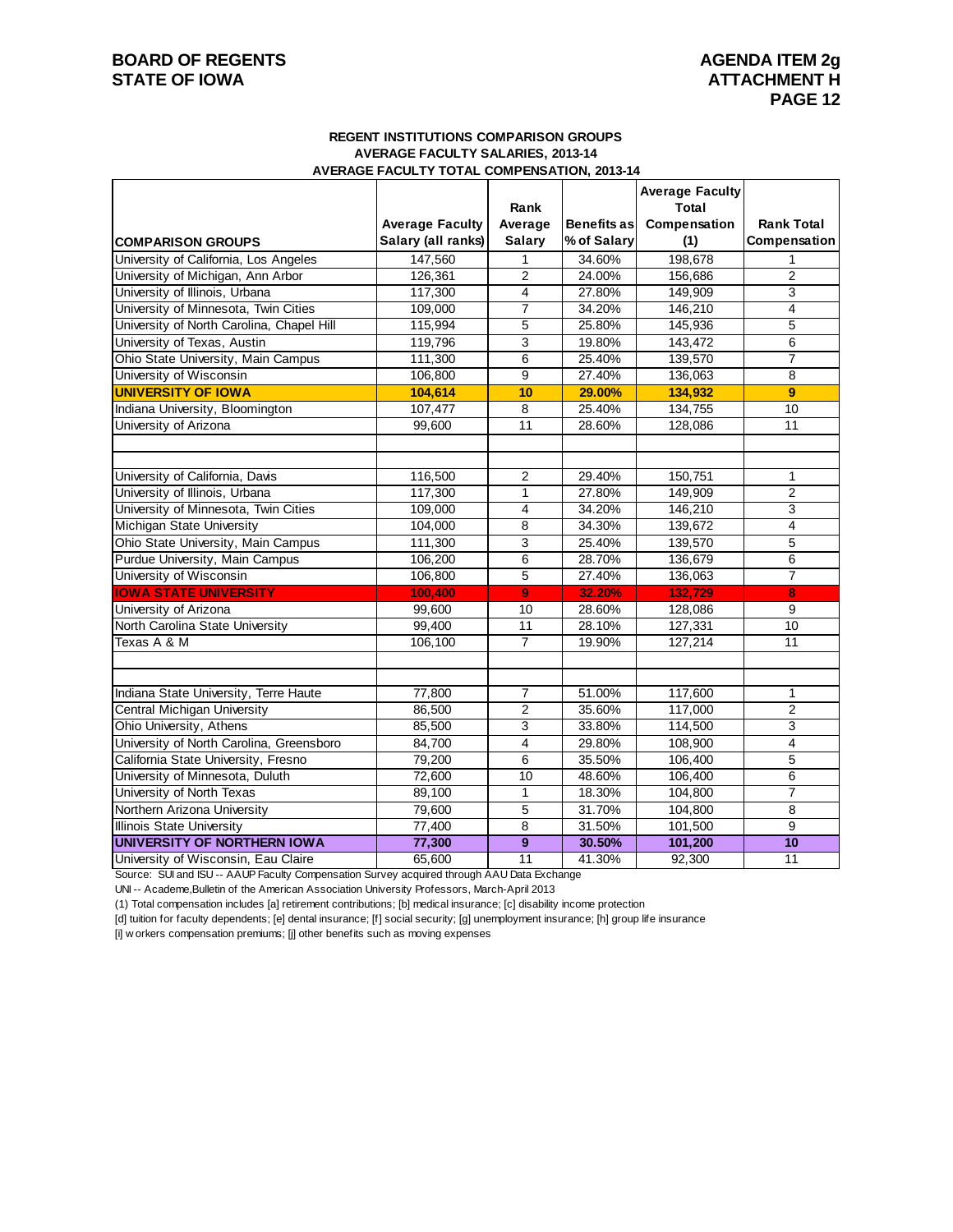# BOARD OF REGENTS
# STATE OF IOWA

**AGENDA ITEM 2g**
**ATTACHMENT H**
**PAGE 12**

### REGENT INSTITUTIONS COMPARISON GROUPS
### AVERAGE FACULTY SALARIES, 2013-14
### AVERAGE FACULTY TOTAL COMPENSATION, 2013-14

| COMPARISON GROUPS | Average Faculty Salary (all ranks) | Rank Average Salary | Benefits as % of Salary | Average Faculty Total Compensation (1) | Rank Total Compensation |
|---|---|---|---|---|---|
| University of California, Los Angeles | 147,560 | 1 | 34.60% | 198,678 | 1 |
| University of Michigan, Ann Arbor | 126,361 | 2 | 24.00% | 156,686 | 2 |
| University of Illinois, Urbana | 117,300 | 4 | 27.80% | 149,909 | 3 |
| University of Minnesota, Twin Cities | 109,000 | 7 | 34.20% | 146,210 | 4 |
| University of North Carolina, Chapel Hill | 115,994 | 5 | 25.80% | 145,936 | 5 |
| University of Texas, Austin | 119,796 | 3 | 19.80% | 143,472 | 6 |
| Ohio State University, Main Campus | 111,300 | 6 | 25.40% | 139,570 | 7 |
| University of Wisconsin | 106,800 | 9 | 27.40% | 136,063 | 8 |
| **UNIVERSITY OF IOWA** | **104,614** | **10** | **29.00%** | **134,932** | **9** |
| Indiana University, Bloomington | 107,477 | 8 | 25.40% | 134,755 | 10 |
| University of Arizona | 99,600 | 11 | 28.60% | 128,086 | 11 |
| | | | | | |
| | | | | | |
| University of California, Davis | 116,500 | 2 | 29.40% | 150,751 | 1 |
| University of Illinois, Urbana | 117,300 | 1 | 27.80% | 149,909 | 2 |
| University of Minnesota, Twin Cities | 109,000 | 4 | 34.20% | 146,210 | 3 |
| Michigan State University | 104,000 | 8 | 34.30% | 139,672 | 4 |
| Ohio State University, Main Campus | 111,300 | 3 | 25.40% | 139,570 | 5 |
| Purdue University, Main Campus | 106,200 | 6 | 28.70% | 136,679 | 6 |
| University of Wisconsin | 106,800 | 5 | 27.40% | 136,063 | 7 |
| **IOWA STATE UNIVERSITY** | **100,400** | **9** | **32.20%** | **132,729** | **8** |
| University of Arizona | 99,600 | 10 | 28.60% | 128,086 | 9 |
| North Carolina State University | 99,400 | 11 | 28.10% | 127,331 | 10 |
| Texas A & M | 106,100 | 7 | 19.90% | 127,214 | 11 |
| | | | | | |
| | | | | | |
| Indiana State University, Terre Haute | 77,800 | 7 | 51.00% | 117,600 | 1 |
| Central Michigan University | 86,500 | 2 | 35.60% | 117,000 | 2 |
| Ohio University, Athens | 85,500 | 3 | 33.80% | 114,500 | 3 |
| University of North Carolina, Greensboro | 84,700 | 4 | 29.80% | 108,900 | 4 |
| California State University, Fresno | 79,200 | 6 | 35.50% | 106,400 | 5 |
| University of Minnesota, Duluth | 72,600 | 10 | 48.60% | 106,400 | 6 |
| University of North Texas | 89,100 | 1 | 18.30% | 104,800 | 7 |
| Northern Arizona University | 79,600 | 5 | 31.70% | 104,800 | 8 |
| Illinois State University | 77,400 | 8 | 31.50% | 101,500 | 9 |
| **UNIVERSITY OF NORTHERN IOWA** | **77,300** | **9** | **30.50%** | **101,200** | **10** |
| University of Wisconsin, Eau Claire | 65,600 | 11 | 41.30% | 92,300 | 11 |

Source: SUI and ISU -- AAUP Faculty Compensation Survey acquired through AAU Data Exchange

UNI -- Academe,Bulletin of the American Association University Professors, March-April 2013

(1) Total compensation includes [a] retirement contributions; [b] medical insurance; [c] disability income protection

[d] tuition for faculty dependents; [e] dental insurance; [f] social security; [g] unemployment insurance; [h] group life insurance

[i] workers compensation premiums; [j] other benefits such as moving expenses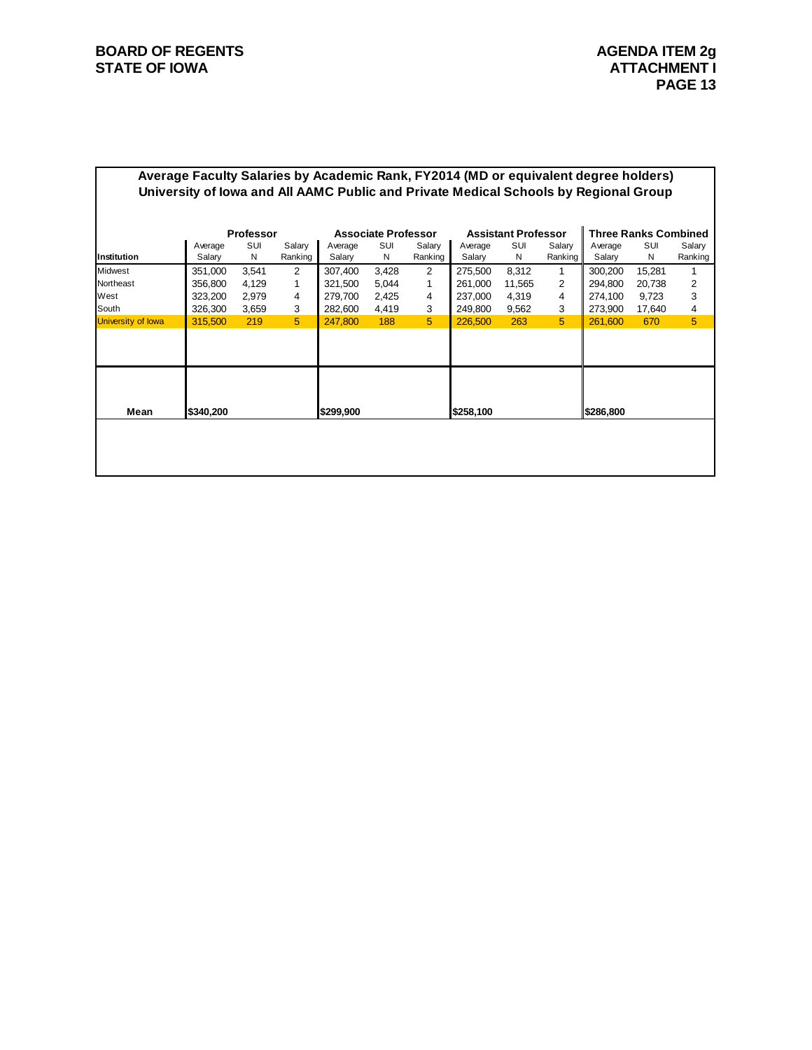**BOARD OF REGENTS**
**STATE OF IOWA**

**AGENDA ITEM 2g**
**ATTACHMENT I**

## Average Faculty Salaries by Academic Rank, FY2014 (MD or equivalent degree holders)
## University of Iowa and All AAMC Public and Private Medical Schools by Regional Group

| | Professor | | | Associate Professor | | | Assistant Professor | | | Three Ranks Combined | | |
|---|---|---|---|---|---|---|---|---|---|---|---|---|
| Institution | Average Salary | SUI N | Salary Ranking | Average Salary | SUI N | Salary Ranking | Average Salary | SUI N | Salary Ranking | Average Salary | SUI N | Salary Ranking |
| Midwest | 351,000 | 3,541 | 2 | 307,400 | 3,428 | 2 | 275,500 | 8,312 | 1 | 300,200 | 15,281 | 1 |
| Northeast | 356,800 | 4,129 | 1 | 321,500 | 5,044 | 1 | 261,000 | 11,565 | 2 | 294,800 | 20,738 | 2 |
| West | 323,200 | 2,979 | 4 | 279,700 | 2,425 | 4 | 237,000 | 4,319 | 4 | 274,100 | 9,723 | 3 |
| South | 326,300 | 3,659 | 3 | 282,600 | 4,419 | 3 | 249,800 | 9,562 | 3 | 273,900 | 17,640 | 4 |
| University of Iowa | 315,500 | 219 | 5 | 247,800 | 188 | 5 | 226,500 | 263 | 5 | 261,600 | 670 | 5 |
| **Mean** | **$340,200** | | | **$299,900** | | | **$258,100** | | | **$286,800** | | |